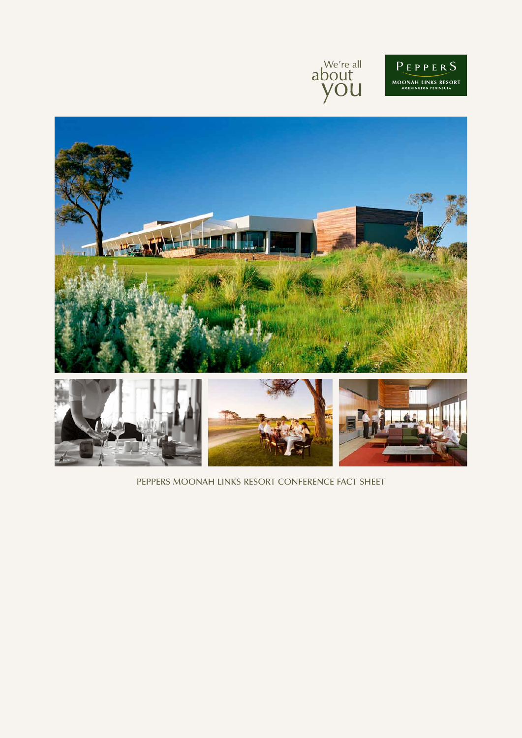We're all about you

PEPPERS

MOONAH LINKS RESORT

MORNINGTON PENINSULA

PEPPERS MOONAH LINKS RESORT CONFERENCE FACT SHEET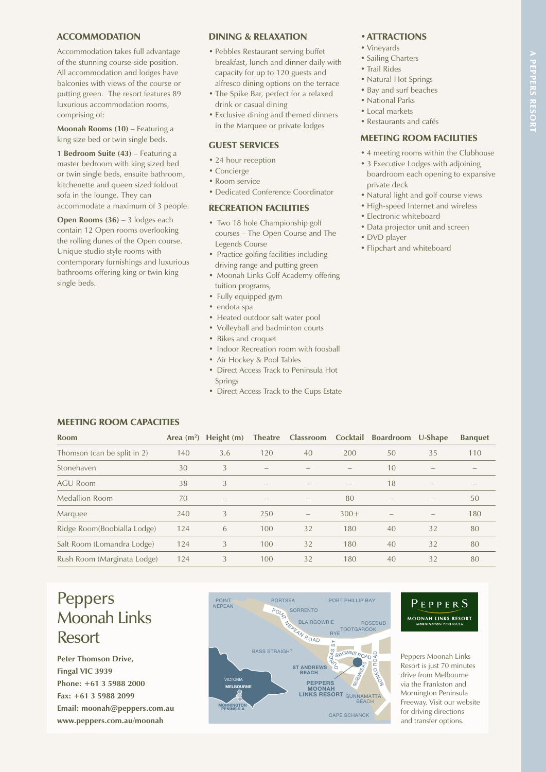## ACCOMMODATION

Accommodation takes full advantage of the stunning course-side position. All accommodation and lodges have balconies with views of the course or putting green. The resort features 89 luxurious accommodation rooms, comprising of:

**Moonah Rooms (10)** – Featuring a king size bed or twin single beds.

**1 Bedroom Suite (43)** – Featuring a master bedroom with king sized bed or twin single beds, ensuite bathroom, kitchenette and queen sized foldout sofa in the lounge. They can accommodate a maximum of 3 people.

**Open Rooms (36)** – 3 lodges each contain 12 Open rooms overlooking the rolling dunes of the Open course. Unique studio style rooms with contemporary furnishings and luxurious bathrooms offering king or twin king single beds.

## DINING & RELAXATION

- Pebbles Restaurant serving buffet breakfast, lunch and dinner daily with capacity for up to 120 guests and alfresco dining options on the terrace
- The Spike Bar, perfect for a relaxed drink or casual dining
- Exclusive dining and themed dinners in the Marquee or private lodges

## GUEST SERVICES

- 24 hour reception
- Concierge
- Room service
- Dedicated Conference Coordinator

## RECREATION FACILITIES

- Two 18 hole Championship golf courses – The Open Course and The Legends Course
- Practice golfing facilities including driving range and putting green
- Moonah Links Golf Academy offering tuition programs,
- Fully equipped gym
- endota spa
- Heated outdoor salt water pool
- Volleyball and badminton courts
- Bikes and croquet
- Indoor Recreation room with foosball
- Air Hockey & Pool Tables
- Direct Access Track to Peninsula Hot Springs
- Direct Access Track to the Cups Estate

## • ATTRACTIONS

- Vineyards
- Sailing Charters
- Trail Rides
- Natural Hot Springs
- Bay and surf beaches
- National Parks
- Local markets
- Restaurants and cafés

## MEETING ROOM FACILITIES

- 4 meeting rooms within the Clubhouse
- 3 Executive Lodges with adjoining boardroom each opening to expansive private deck
- Natural light and golf course views
- High-speed Internet and wireless
- Electronic whiteboard
- Data projector unit and screen
- DVD player
- Flipchart and whiteboard

## MEETING ROOM CAPACITIES

| Room | Area ($m^2$) | Height (m) | Theatre | Classroom | Cocktail | Boardroom | U-Shape | Banquet |
|---|---|---|---|---|---|---|---|---|
| Thomson (can be split in 2) | 140 | 3.6 | 120 | 40 | 200 | 50 | 35 | 110 |
| Stonehaven | 30 | 3 | – | – | – | 10 | – | – |
| AGU Room | 38 | 3 | – | – | – | 18 | – | – |
| Medallion Room | 70 | – | – | – | 80 | – | – | 50 |
| Marquee | 240 | 3 | 250 | – | 300+ | – | – | 180 |
| Ridge Room(Boobialla Lodge) | 124 | 6 | 100 | 32 | 180 | 40 | 32 | 80 |
| Salt Room (Lomandra Lodge) | 124 | 3 | 100 | 32 | 180 | 40 | 32 | 80 |
| Rush Room (Marginata Lodge) | 124 | 3 | 100 | 32 | 180 | 40 | 32 | 80 |

# Peppers Moonah Links Resort

**Peter Thomson Drive,**
**Fingal VIC 3939**
**Phone: +61 3 5988 2000**
**Fax: +61 3 5988 2099**
**Email: moonah@peppers.com.au**
**www.peppers.com.au/moonah**

POINT NEPEAN
PORTSEA
PORT PHILLIP BAY
SORRENTO
POINT NEPEAN ROAD
BLAIRGOWRIE
ROSEBUD
RYE
TOOTGAROOK
BASS STRAIT
DUNDAS ST
BROWNS ROAD
ST ANDREWS BEACH
TRUEMANS RD
BONEO ROAD
PEPPERS MOONAH LINKS RESORT
GUNNAMATTA BEACH
VICTORIA
MELBOURNE
MORNINGTON PENINSULA
CAPE SCHANCK

PEPPERS
MOONAH LINKS RESORT
MORNINGTON PENINSULA

Peppers Moonah Links Resort is just 70 minutes drive from Melbourne via the Frankston and Mornington Peninsula Freeway. Visit our website for driving directions and transfer options.